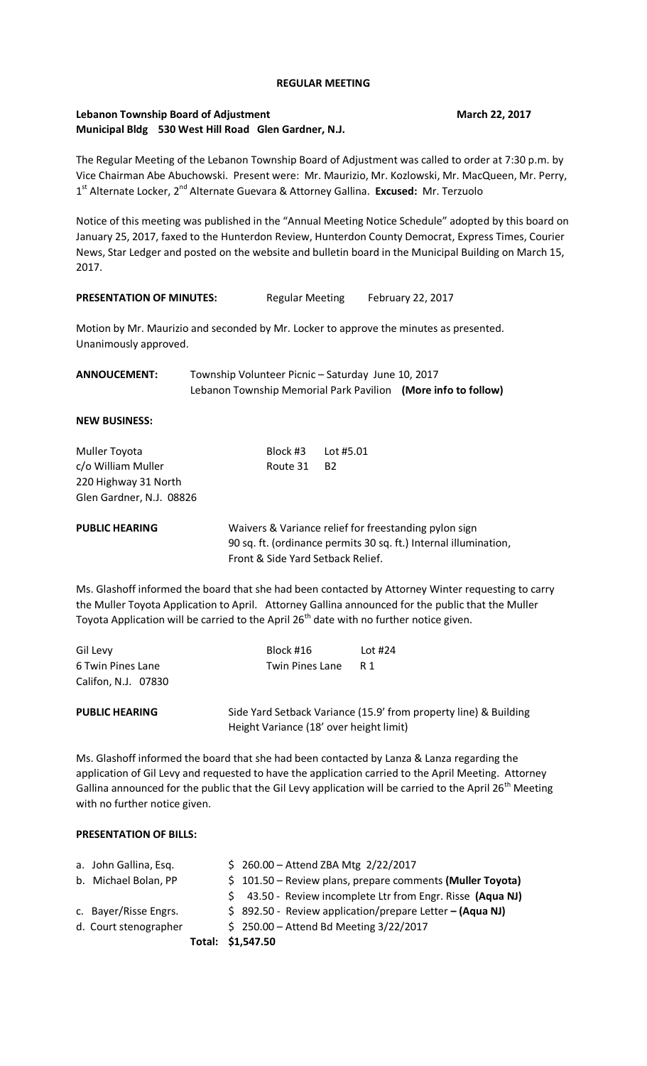# REGULAR MEETING

**Lebanon Township Board of Adjustment** **March 22, 2017**
**Municipal Bldg 530 West Hill Road Glen Gardner, N.J.**

The Regular Meeting of the Lebanon Township Board of Adjustment was called to order at 7:30 p.m. by Vice Chairman Abe Abuchowski. Present were: Mr. Maurizio, Mr. Kozlowski, Mr. MacQueen, Mr. Perry, 1st Alternate Locker, 2nd Alternate Guevara & Attorney Gallina. **Excused:** Mr. Terzuolo

Notice of this meeting was published in the "Annual Meeting Notice Schedule" adopted by this board on January 25, 2017, faxed to the Hunterdon Review, Hunterdon County Democrat, Express Times, Courier News, Star Ledger and posted on the website and bulletin board in the Municipal Building on March 15, 2017.

**PRESENTATION OF MINUTES:** Regular Meeting February 22, 2017

Motion by Mr. Maurizio and seconded by Mr. Locker to approve the minutes as presented. Unanimously approved.

**ANNOUCEMENT:** Township Volunteer Picnic – Saturday June 10, 2017
Lebanon Township Memorial Park Pavilion **(More info to follow)**

**NEW BUSINESS:**

Muller Toyota — Block #3 Lot #5.01
c/o William Muller — Route 31 B2
220 Highway 31 North
Glen Gardner, N.J. 08826

**PUBLIC HEARING** Waivers & Variance relief for freestanding pylon sign
90 sq. ft. (ordinance permits 30 sq. ft.) Internal illumination,
Front & Side Yard Setback Relief.

Ms. Glashoff informed the board that she had been contacted by Attorney Winter requesting to carry the Muller Toyota Application to April. Attorney Gallina announced for the public that the Muller Toyota Application will be carried to the April 26th date with no further notice given.

Gil Levy — Block #16 Lot #24
6 Twin Pines Lane — Twin Pines Lane R 1
Califon, N.J. 07830

**PUBLIC HEARING** Side Yard Setback Variance (15.9' from property line) & Building Height Variance (18' over height limit)

Ms. Glashoff informed the board that she had been contacted by Lanza & Lanza regarding the application of Gil Levy and requested to have the application carried to the April Meeting. Attorney Gallina announced for the public that the Gil Levy application will be carried to the April 26th Meeting with no further notice given.

**PRESENTATION OF BILLS:**

a. John Gallina, Esq. $ 260.00 – Attend ZBA Mtg 2/22/2017
b. Michael Bolan, PP $ 101.50 – Review plans, prepare comments **(Muller Toyota)**
$ 43.50 - Review incomplete Ltr from Engr. Risse **(Aqua NJ)**
c. Bayer/Risse Engrs. $ 892.50 - Review application/prepare Letter **– (Aqua NJ)**
d. Court stenographer $ 250.00 – Attend Bd Meeting 3/22/2017

**Total: $1,547.50**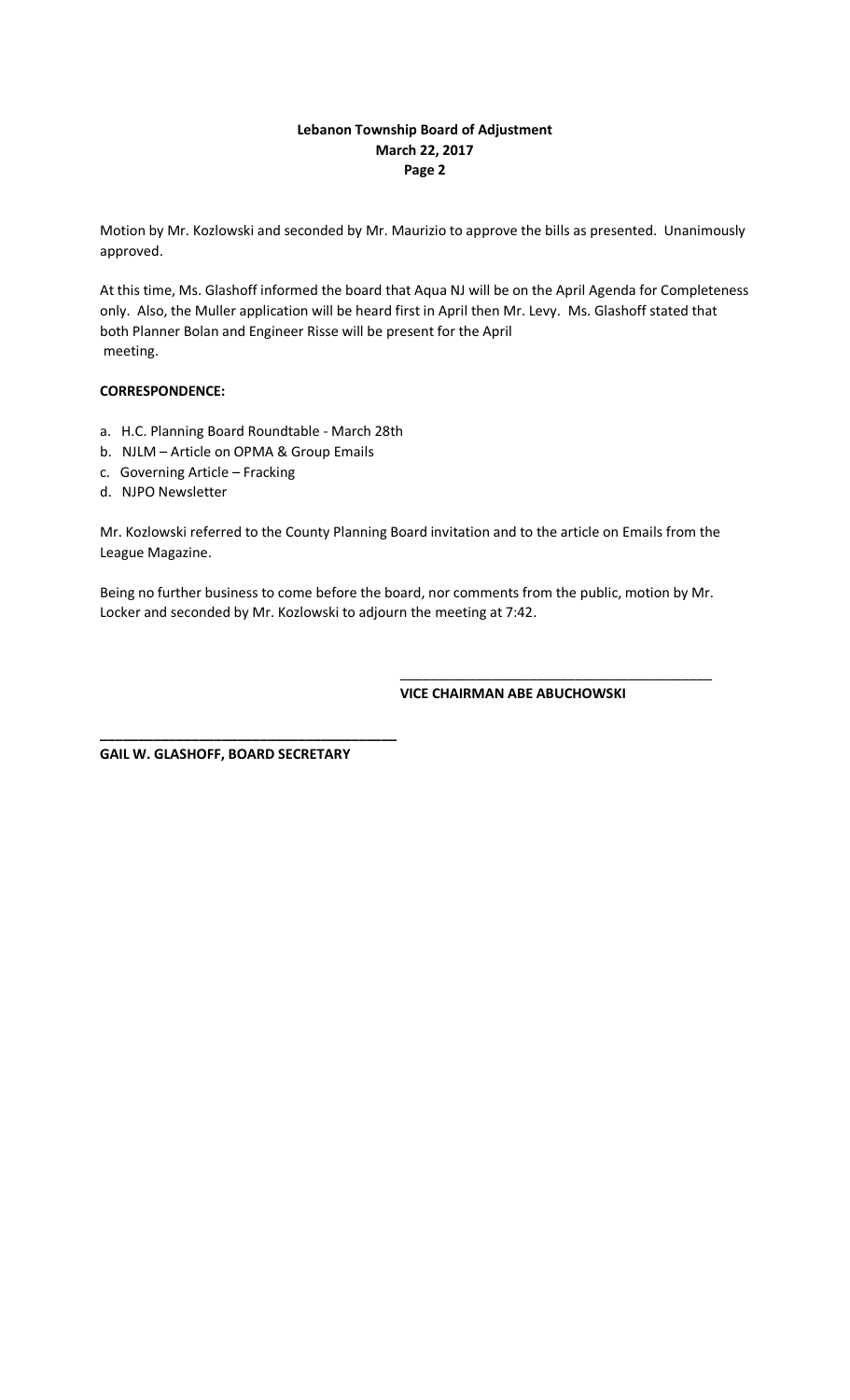Motion by Mr. Kozlowski and seconded by Mr. Maurizio to approve the bills as presented. Unanimously approved.

At this time, Ms. Glashoff informed the board that Aqua NJ will be on the April Agenda for Completeness only. Also, the Muller application will be heard first in April then Mr. Levy. Ms. Glashoff stated that both Planner Bolan and Engineer Risse will be present for the April meeting.

**CORRESPONDENCE:**

a. H.C. Planning Board Roundtable - March 28th
b. NJLM – Article on OPMA & Group Emails
c. Governing Article – Fracking
d. NJPO Newsletter

Mr. Kozlowski referred to the County Planning Board invitation and to the article on Emails from the League Magazine.

Being no further business to come before the board, nor comments from the public, motion by Mr. Locker and seconded by Mr. Kozlowski to adjourn the meeting at 7:42.

\_\_\_\_\_\_\_\_\_\_\_\_\_\_\_\_\_\_\_\_\_\_\_\_\_\_\_\_\_\_\_\_\_\_\_\_\_\_\_\_

**VICE CHAIRMAN ABE ABUCHOWSKI**

\_\_\_\_\_\_\_\_\_\_\_\_\_\_\_\_\_\_\_\_\_\_\_\_\_\_\_\_\_\_\_\_\_\_\_\_\_\_\_\_

**GAIL W. GLASHOFF, BOARD SECRETARY**